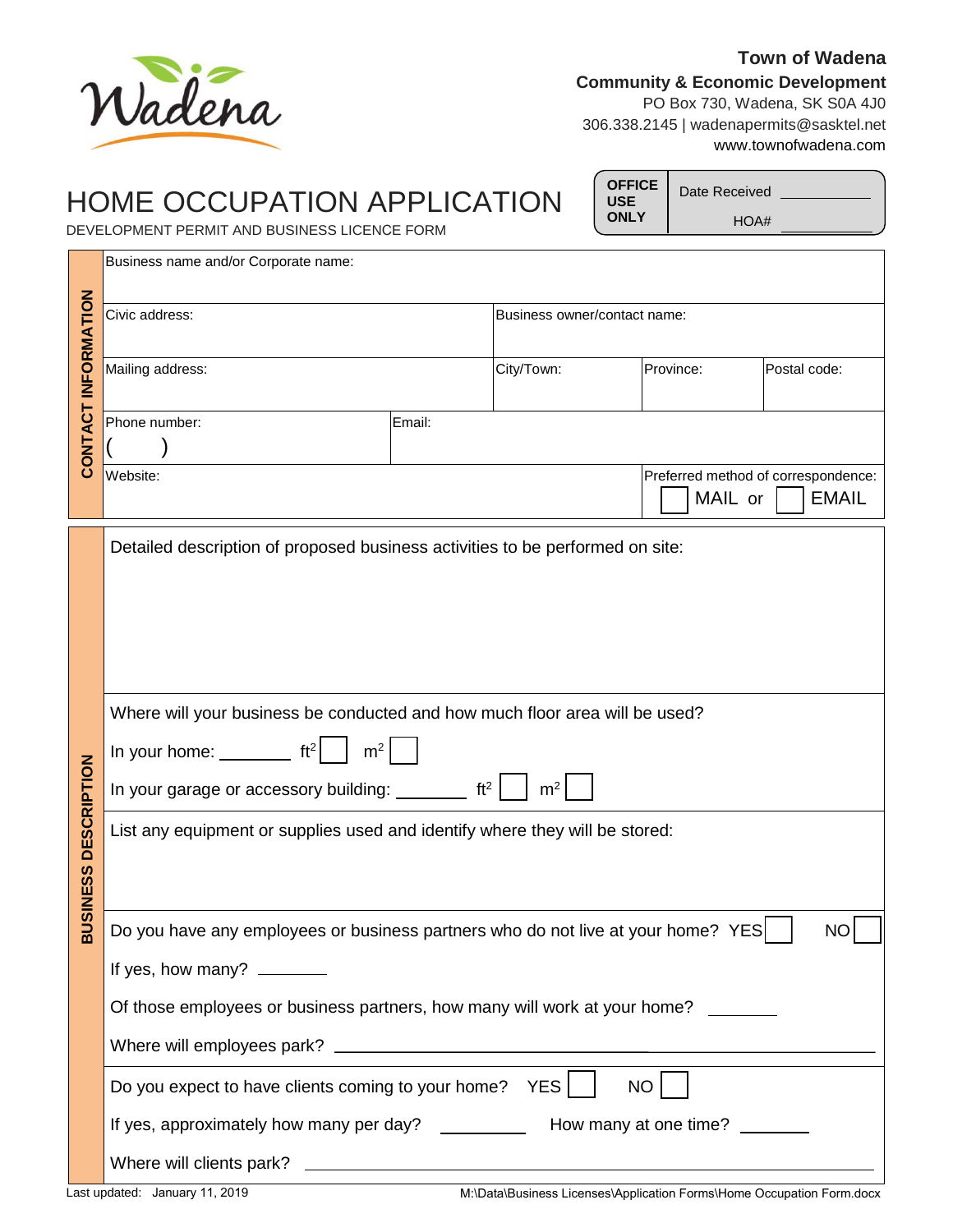Wadena

**Town of Wadena**
**Community & Economic Development**
PO Box 730, Wadena, SK S0A 4J0
306.338.2145 | wadenapermits@sasktel.net
www.townofwadena.com

# HOME OCCUPATION APPLICATION

DEVELOPMENT PERMIT AND BUSINESS LICENCE FORM

| **OFFICE USE ONLY** | Date Received ________ HOA# ________ |
|---|---|

## CONTACT INFORMATION

| Business name and/or Corporate name: | | | |
|---|---|---|---|
| Civic address: | Business owner/contact name: | | |
| Mailing address: | City/Town: | Province: | Postal code: |
| Phone number: ( ) | Email: | | |
| Website: | | Preferred method of correspondence: ☐ MAIL or ☐ EMAIL | |

## BUSINESS DESCRIPTION

Detailed description of proposed business activities to be performed on site:

Where will your business be conducted and how much floor area will be used?

In your home: ________ $ft^2$ ☐ $m^2$ ☐

In your garage or accessory building: ________ $ft^2$ ☐ $m^2$ ☐

List any equipment or supplies used and identify where they will be stored:

Do you have any employees or business partners who do not live at your home? YES ☐ NO ☐

If yes, how many? ________

Of those employees or business partners, how many will work at your home? ________

Where will employees park? ________________________________

Do you expect to have clients coming to your home? YES ☐ NO ☐

If yes, approximately how many per day? ________ How many at one time? ________

Where will clients park? ________________________________

Last updated: January 11, 2019 M:\Data\Business Licenses\Application Forms\Home Occupation Form.docx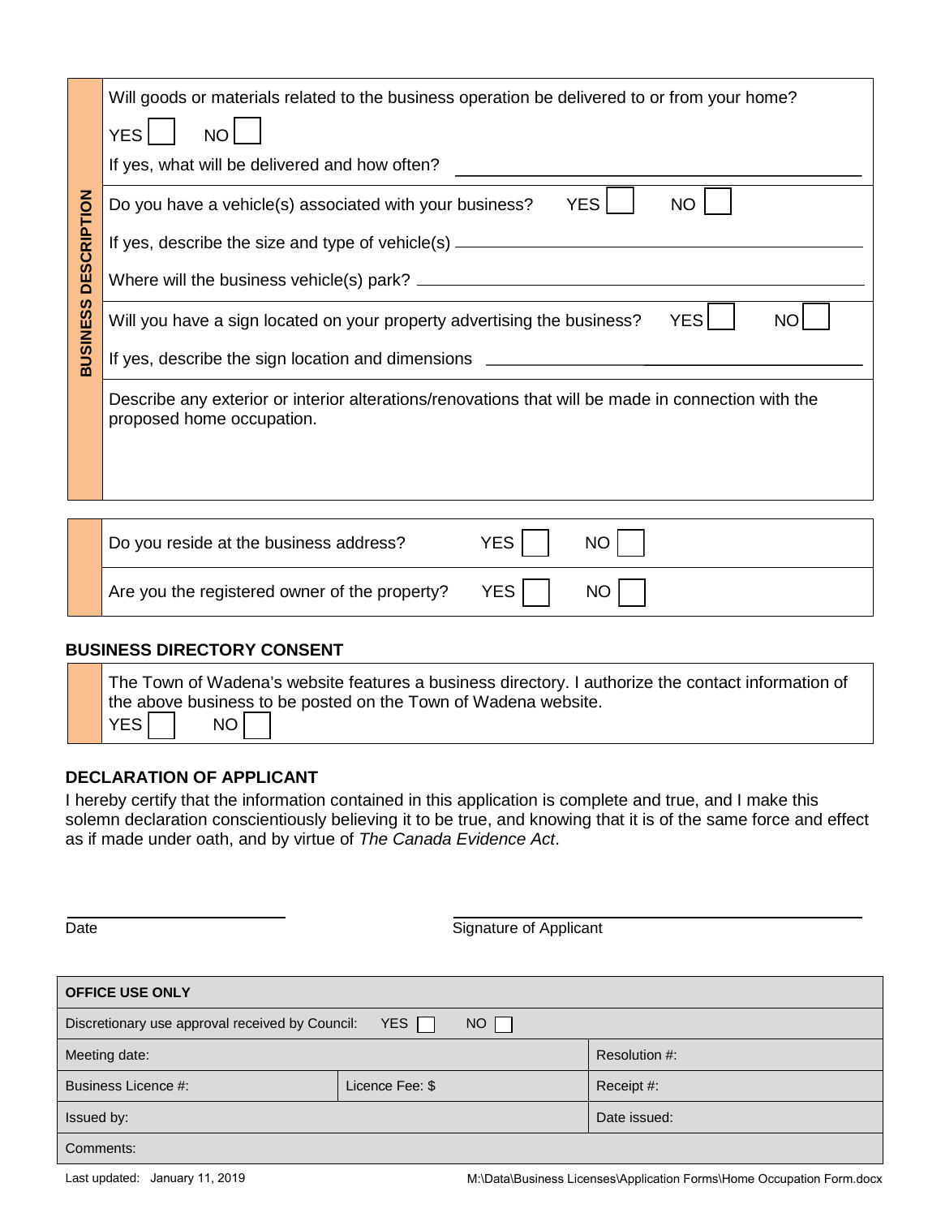**BUSINESS DESCRIPTION**

Will goods or materials related to the business operation be delivered to or from your home?

YES ☐ NO ☐

If yes, what will be delivered and how often? \_\_\_\_\_\_\_\_\_\_\_\_\_\_\_\_\_\_\_\_

Do you have a vehicle(s) associated with your business? YES ☐ NO ☐

If yes, describe the size and type of vehicle(s) \_\_\_\_\_\_\_\_\_\_\_\_\_\_\_\_\_\_\_\_

Where will the business vehicle(s) park? \_\_\_\_\_\_\_\_\_\_\_\_\_\_\_\_\_\_\_\_

Will you have a sign located on your property advertising the business? YES ☐ NO ☐

If yes, describe the sign location and dimensions \_\_\_\_\_\_\_\_\_\_\_\_\_\_\_\_\_\_\_\_

Describe any exterior or interior alterations/renovations that will be made in connection with the proposed home occupation.

Do you reside at the business address? YES ☐ NO ☐

Are you the registered owner of the property? YES ☐ NO ☐

## BUSINESS DIRECTORY CONSENT

The Town of Wadena's website features a business directory. I authorize the contact information of the above business to be posted on the Town of Wadena website.

YES ☐ NO ☐

## DECLARATION OF APPLICANT

I hereby certify that the information contained in this application is complete and true, and I make this solemn declaration conscientiously believing it to be true, and knowing that it is of the same force and effect as if made under oath, and by virtue of *The Canada Evidence Act*.

\_\_\_\_\_\_\_\_\_\_\_\_\_\_\_\_\_\_\_\_ \_\_\_\_\_\_\_\_\_\_\_\_\_\_\_\_\_\_\_\_

Date Signature of Applicant

| OFFICE USE ONLY | | |
|---|---|---|
| Discretionary use approval received by Council: YES ☐ NO ☐ | | |
| Meeting date: | | Resolution #: |
| Business Licence #: | Licence Fee: $ | Receipt #: |
| Issued by: | | Date issued: |
| Comments: | | |

Last updated: January 11, 2019 M:\Data\Business Licenses\Application Forms\Home Occupation Form.docx